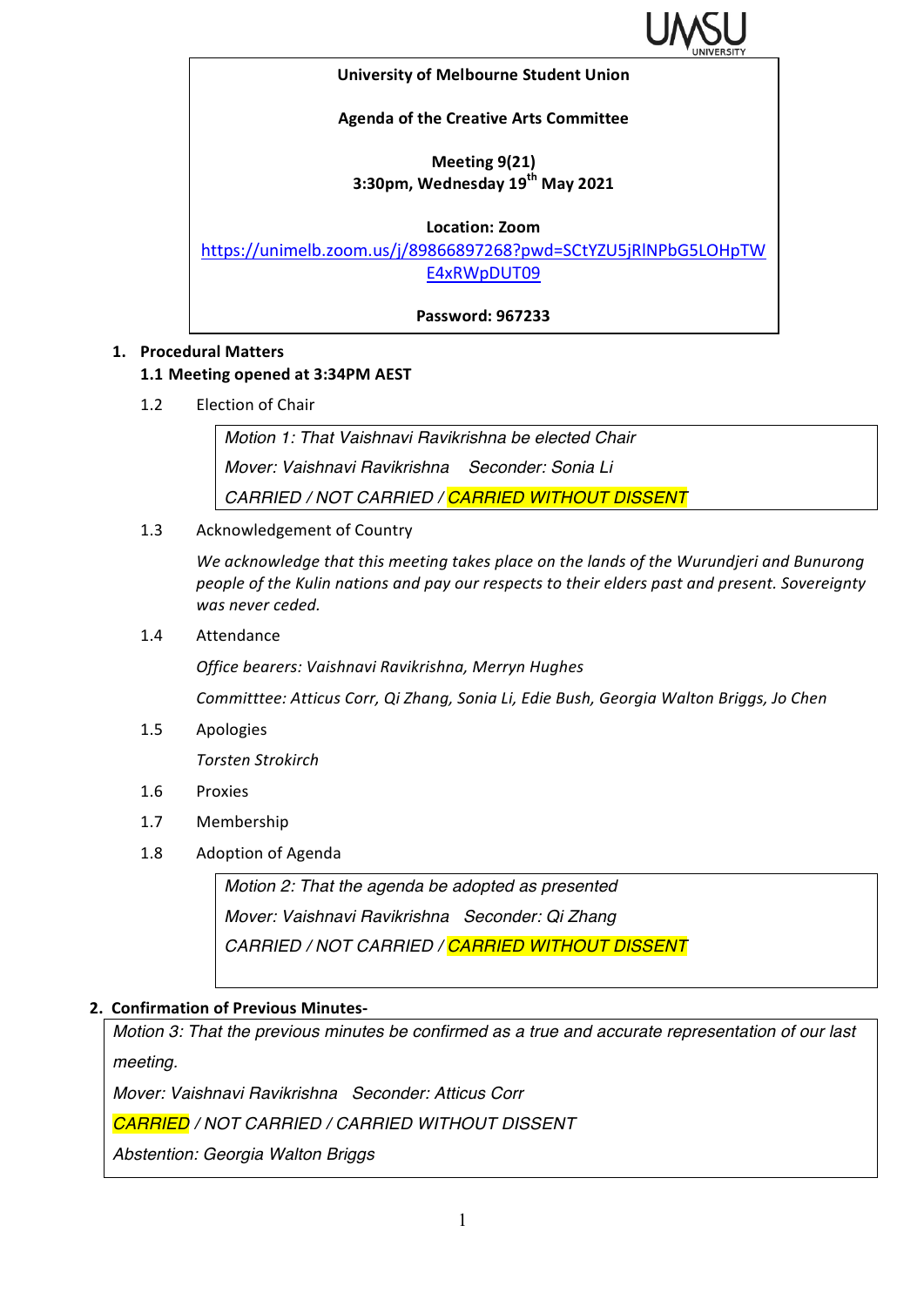**University of Melbourne Student Union**

**Agenda of the Creative Arts Committee**

**Meeting 9(21)**
**3:30pm, Wednesday 19th May 2021**

**Location: Zoom**
https://unimelb.zoom.us/j/89866897268?pwd=SCtYZU5jRlNPbG5LOHpTWE4xRWpDUT09

**Password: 967233**

## 1. Procedural Matters

### 1.1 Meeting opened at 3:34PM AEST

1.2 Election of Chair

> *Motion 1: That Vaishnavi Ravikrishna be elected Chair*
> *Mover: Vaishnavi Ravikrishna Seconder: Sonia Li*
> *CARRIED / NOT CARRIED / CARRIED WITHOUT DISSENT*

1.3 Acknowledgement of Country

*We acknowledge that this meeting takes place on the lands of the Wurundjeri and Bunurong people of the Kulin nations and pay our respects to their elders past and present. Sovereignty was never ceded.*

1.4 Attendance

*Office bearers: Vaishnavi Ravikrishna, Merryn Hughes*

*Committtee: Atticus Corr, Qi Zhang, Sonia Li, Edie Bush, Georgia Walton Briggs, Jo Chen*

1.5 Apologies

*Torsten Strokirch*

1.6 Proxies

1.7 Membership

1.8 Adoption of Agenda

> *Motion 2: That the agenda be adopted as presented*
> *Mover: Vaishnavi Ravikrishna Seconder: Qi Zhang*
> *CARRIED / NOT CARRIED / CARRIED WITHOUT DISSENT*

## 2. Confirmation of Previous Minutes-

> *Motion 3: That the previous minutes be confirmed as a true and accurate representation of our last meeting.*
> *Mover: Vaishnavi Ravikrishna Seconder: Atticus Corr*
> *CARRIED / NOT CARRIED / CARRIED WITHOUT DISSENT*
> *Abstention: Georgia Walton Briggs*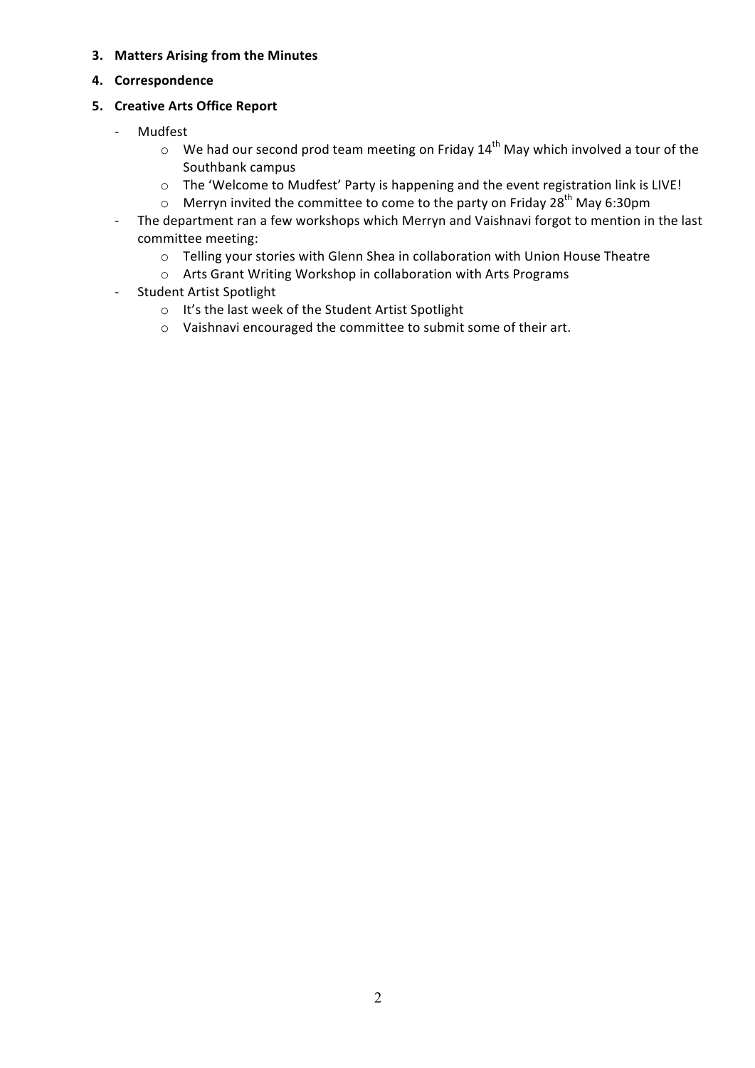**3. Matters Arising from the Minutes**

**4. Correspondence**

**5. Creative Arts Office Report**

- Mudfest
  - We had our second prod team meeting on Friday 14th May which involved a tour of the Southbank campus
  - The 'Welcome to Mudfest' Party is happening and the event registration link is LIVE!
  - Merryn invited the committee to come to the party on Friday 28th May 6:30pm
- The department ran a few workshops which Merryn and Vaishnavi forgot to mention in the last committee meeting:
  - Telling your stories with Glenn Shea in collaboration with Union House Theatre
  - Arts Grant Writing Workshop in collaboration with Arts Programs
- Student Artist Spotlight
  - It's the last week of the Student Artist Spotlight
  - Vaishnavi encouraged the committee to submit some of their art.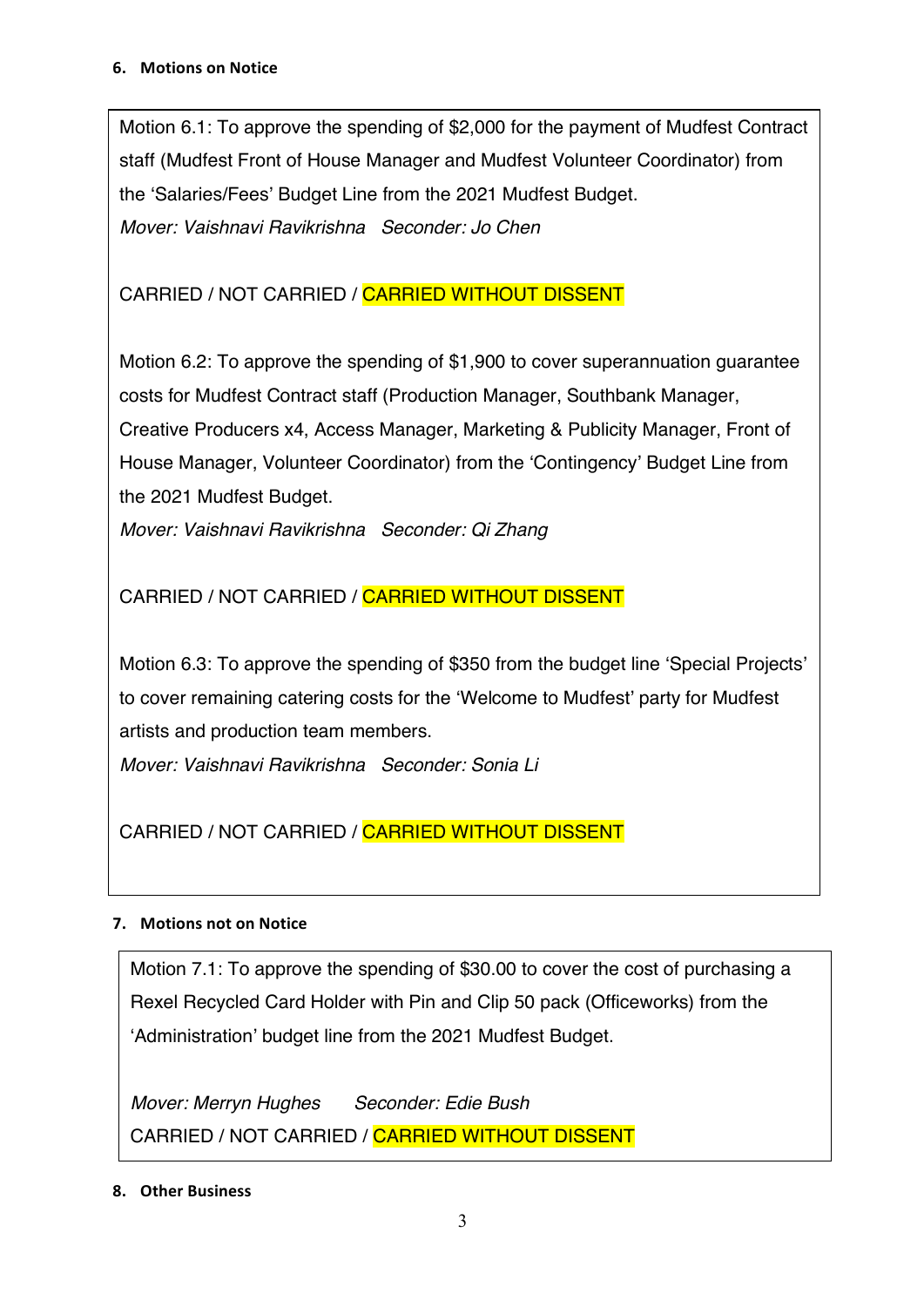### 6. Motions on Notice

Motion 6.1: To approve the spending of $2,000 for the payment of Mudfest Contract staff (Mudfest Front of House Manager and Mudfest Volunteer Coordinator) from the 'Salaries/Fees' Budget Line from the 2021 Mudfest Budget.

*Mover: Vaishnavi Ravikrishna   Seconder: Jo Chen*

CARRIED / NOT CARRIED / CARRIED WITHOUT DISSENT

Motion 6.2: To approve the spending of $1,900 to cover superannuation guarantee costs for Mudfest Contract staff (Production Manager, Southbank Manager, Creative Producers x4, Access Manager, Marketing & Publicity Manager, Front of House Manager, Volunteer Coordinator) from the 'Contingency' Budget Line from the 2021 Mudfest Budget.

*Mover: Vaishnavi Ravikrishna   Seconder: Qi Zhang*

CARRIED / NOT CARRIED / CARRIED WITHOUT DISSENT

Motion 6.3: To approve the spending of $350 from the budget line 'Special Projects' to cover remaining catering costs for the 'Welcome to Mudfest' party for Mudfest artists and production team members.

*Mover: Vaishnavi Ravikrishna   Seconder: Sonia Li*

CARRIED / NOT CARRIED / CARRIED WITHOUT DISSENT

### 7. Motions not on Notice

Motion 7.1: To approve the spending of $30.00 to cover the cost of purchasing a Rexel Recycled Card Holder with Pin and Clip 50 pack (Officeworks) from the 'Administration' budget line from the 2021 Mudfest Budget.

*Mover: Merryn Hughes   Seconder: Edie Bush*

CARRIED / NOT CARRIED / CARRIED WITHOUT DISSENT

### 8. Other Business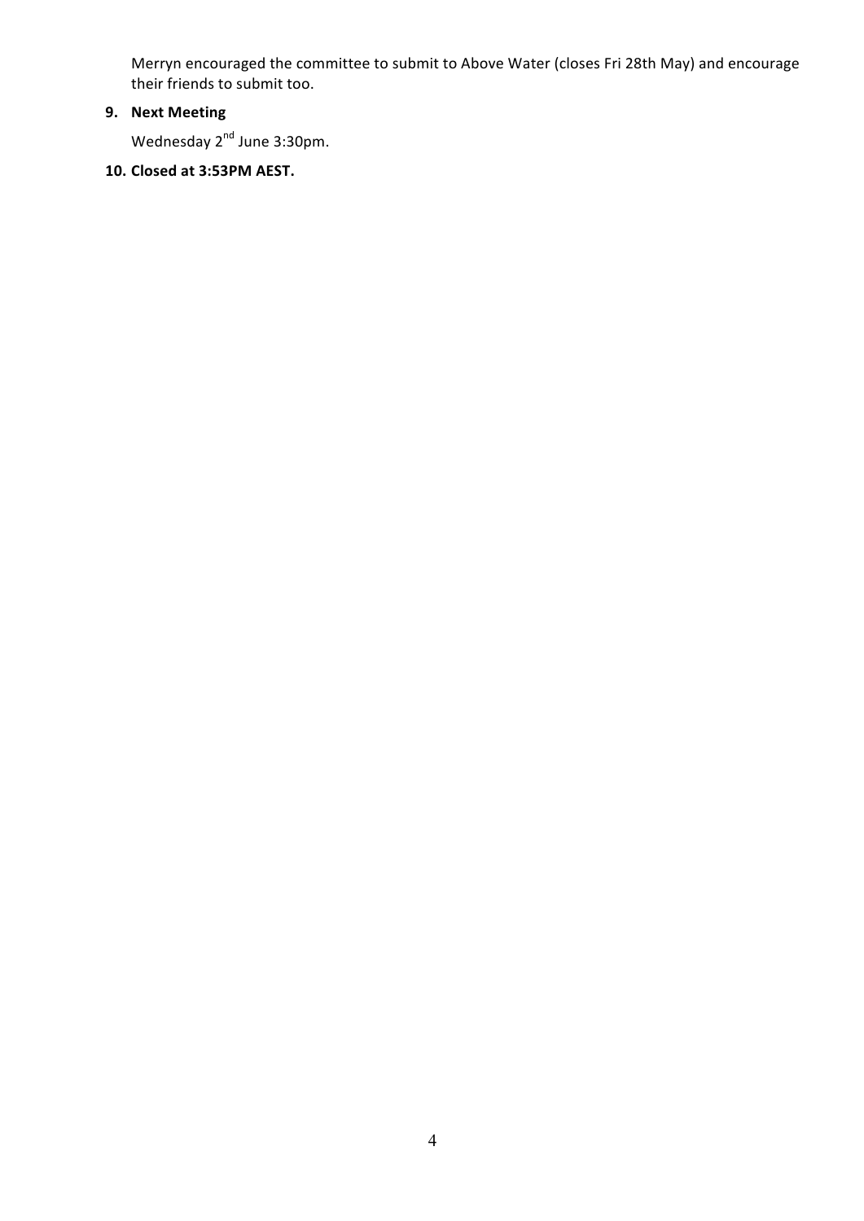Merryn encouraged the committee to submit to Above Water (closes Fri 28th May) and encourage their friends to submit too.

9. **Next Meeting**

   Wednesday 2nd June 3:30pm.

10. **Closed at 3:53PM AEST.**